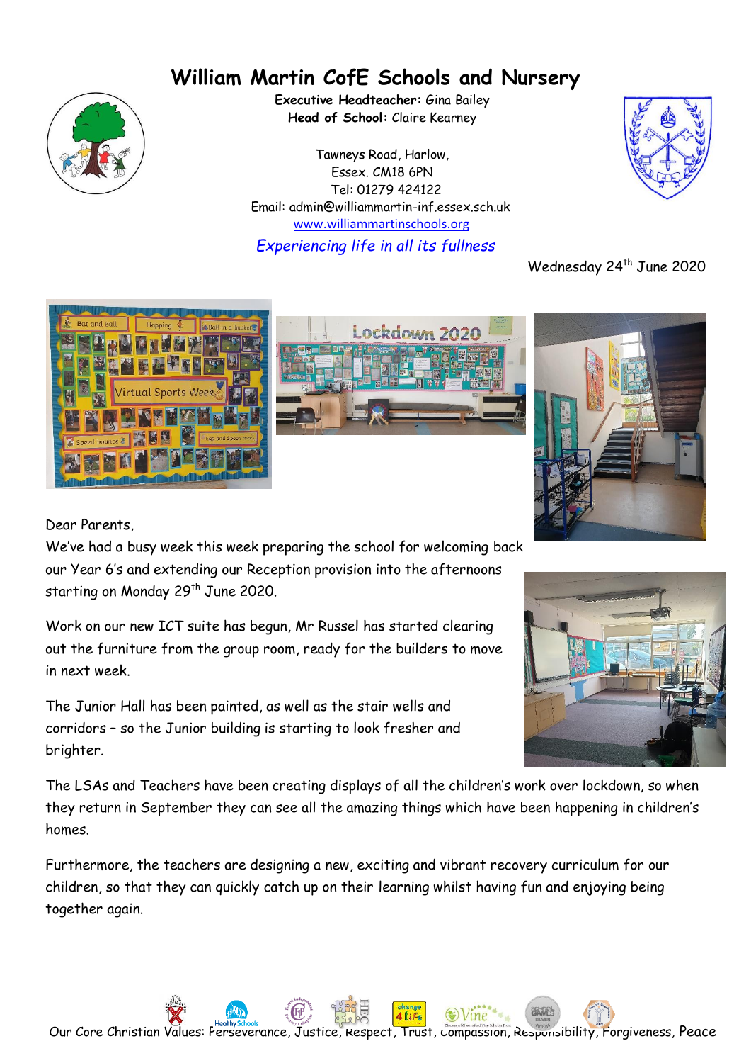# William Martin CofE Schools and Nursery

**Executive Headteacher:** Gina Bailey
**Head of School:** Claire Kearney

Tawneys Road, Harlow,
Essex. CM18 6PN
Tel: 01279 424122
Email: admin@williammartin-inf.essex.sch.uk
www.williammartinschools.org

*Experiencing life in all its fullness*

Wednesday 24th June 2020

Dear Parents,

We've had a busy week this week preparing the school for welcoming back our Year 6's and extending our Reception provision into the afternoons starting on Monday 29th June 2020.

Work on our new ICT suite has begun, Mr Russel has started clearing out the furniture from the group room, ready for the builders to move in next week.

The Junior Hall has been painted, as well as the stair wells and corridors – so the Junior building is starting to look fresher and brighter.

The LSAs and Teachers have been creating displays of all the children's work over lockdown, so when they return in September they can see all the amazing things which have been happening in children's homes.

Furthermore, the teachers are designing a new, exciting and vibrant recovery curriculum for our children, so that they can quickly catch up on their learning whilst having fun and enjoying being together again.

Our Core Christian Values: Perseverance, Justice, Respect, Trust, Compassion, Responsibility, Forgiveness, Peace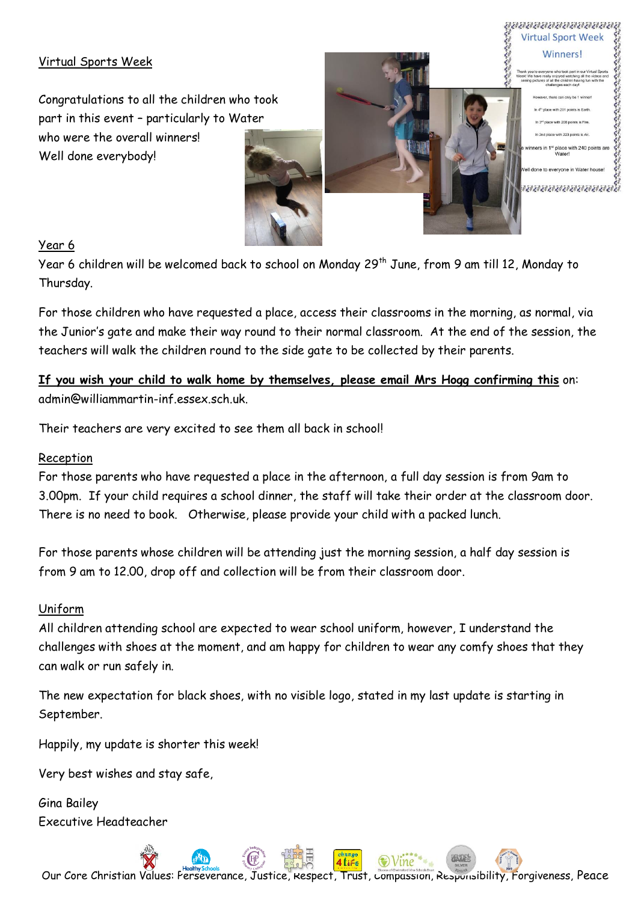## Virtual Sports Week

Congratulations to all the children who took part in this event – particularly to Water who were the overall winners!
Well done everybody!

## Year 6

Year 6 children will be welcomed back to school on Monday 29th June, from 9 am till 12, Monday to Thursday.

For those children who have requested a place, access their classrooms in the morning, as normal, via the Junior's gate and make their way round to their normal classroom. At the end of the session, the teachers will walk the children round to the side gate to be collected by their parents.

**If you wish your child to walk home by themselves, please email Mrs Hogg confirming this** on: admin@williammartin-inf.essex.sch.uk.

Their teachers are very excited to see them all back in school!

## Reception

For those parents who have requested a place in the afternoon, a full day session is from 9am to 3.00pm. If your child requires a school dinner, the staff will take their order at the classroom door. There is no need to book. Otherwise, please provide your child with a packed lunch.

For those parents whose children will be attending just the morning session, a half day session is from 9 am to 12.00, drop off and collection will be from their classroom door.

## Uniform

All children attending school are expected to wear school uniform, however, I understand the challenges with shoes at the moment, and am happy for children to wear any comfy shoes that they can walk or run safely in.

The new expectation for black shoes, with no visible logo, stated in my last update is starting in September.

Happily, my update is shorter this week!

Very best wishes and stay safe,

Gina Bailey
Executive Headteacher

Our Core Christian Values: Perseverance, Justice, Respect, Trust, Compassion, Responsibility, Forgiveness, Peace